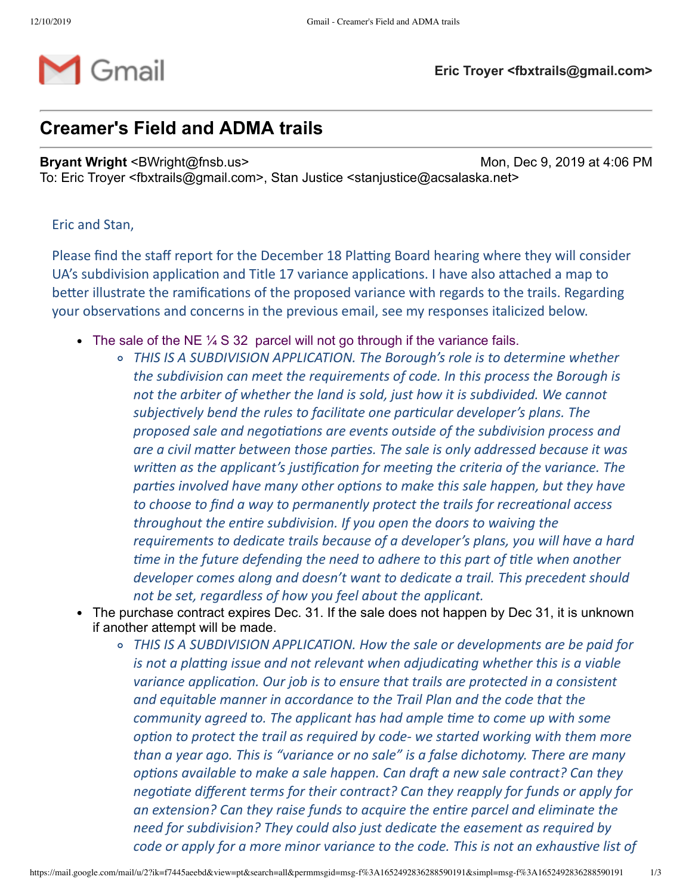**Eric Troyer <fbxtrails@gmail.com>**

# Creamer's Field and ADMA trails

**Bryant Wright** <BWright@fnsb.us> Mon, Dec 9, 2019 at 4:06 PM
To: Eric Troyer <fbxtrails@gmail.com>, Stan Justice <stanjustice@acsalaska.net>

Eric and Stan,

Please find the staff report for the December 18 Platting Board hearing where they will consider UA's subdivision application and Title 17 variance applications. I have also attached a map to better illustrate the ramifications of the proposed variance with regards to the trails. Regarding your observations and concerns in the previous email, see my responses italicized below.

- The sale of the NE ¼ S 32 parcel will not go through if the variance fails.
  - *THIS IS A SUBDIVISION APPLICATION. The Borough's role is to determine whether the subdivision can meet the requirements of code. In this process the Borough is not the arbiter of whether the land is sold, just how it is subdivided. We cannot subjectively bend the rules to facilitate one particular developer's plans. The proposed sale and negotiations are events outside of the subdivision process and are a civil matter between those parties. The sale is only addressed because it was written as the applicant's justification for meeting the criteria of the variance. The parties involved have many other options to make this sale happen, but they have to choose to find a way to permanently protect the trails for recreational access throughout the entire subdivision. If you open the doors to waiving the requirements to dedicate trails because of a developer's plans, you will have a hard time in the future defending the need to adhere to this part of title when another developer comes along and doesn't want to dedicate a trail. This precedent should not be set, regardless of how you feel about the applicant.*
- The purchase contract expires Dec. 31. If the sale does not happen by Dec 31, it is unknown if another attempt will be made.
  - *THIS IS A SUBDIVISION APPLICATION. How the sale or developments are be paid for is not a platting issue and not relevant when adjudicating whether this is a viable variance application. Our job is to ensure that trails are protected in a consistent and equitable manner in accordance to the Trail Plan and the code that the community agreed to. The applicant has had ample time to come up with some option to protect the trail as required by code- we started working with them more than a year ago. This is "variance or no sale" is a false dichotomy. There are many options available to make a sale happen. Can draft a new sale contract? Can they negotiate different terms for their contract? Can they reapply for funds or apply for an extension? Can they raise funds to acquire the entire parcel and eliminate the need for subdivision? They could also just dedicate the easement as required by code or apply for a more minor variance to the code. This is not an exhaustive list of*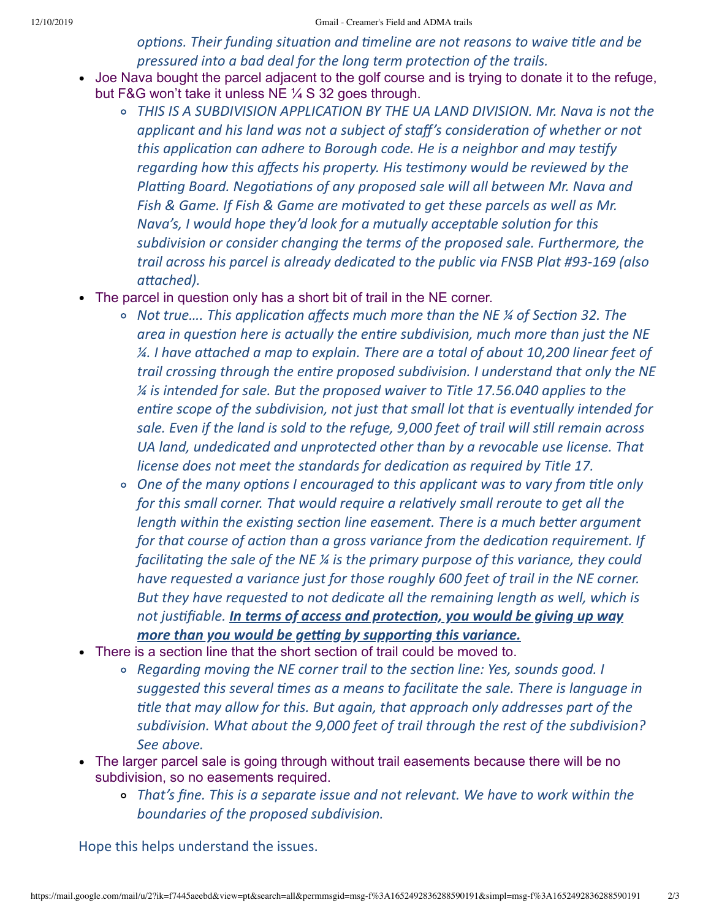*options. Their funding situation and timeline are not reasons to waive title and be pressured into a bad deal for the long term protection of the trails.*

- Joe Nava bought the parcel adjacent to the golf course and is trying to donate it to the refuge, but F&G won't take it unless NE ¼ S 32 goes through.
    - *THIS IS A SUBDIVISION APPLICATION BY THE UA LAND DIVISION. Mr. Nava is not the applicant and his land was not a subject of staff's consideration of whether or not this application can adhere to Borough code. He is a neighbor and may testify regarding how this affects his property. His testimony would be reviewed by the Platting Board. Negotiations of any proposed sale will all between Mr. Nava and Fish & Game. If Fish & Game are motivated to get these parcels as well as Mr. Nava's, I would hope they'd look for a mutually acceptable solution for this subdivision or consider changing the terms of the proposed sale. Furthermore, the trail across his parcel is already dedicated to the public via FNSB Plat #93-169 (also attached).*
- The parcel in question only has a short bit of trail in the NE corner.
    - *Not true…. This application affects much more than the NE ¼ of Section 32. The area in question here is actually the entire subdivision, much more than just the NE ¼. I have attached a map to explain. There are a total of about 10,200 linear feet of trail crossing through the entire proposed subdivision. I understand that only the NE ¼ is intended for sale. But the proposed waiver to Title 17.56.040 applies to the entire scope of the subdivision, not just that small lot that is eventually intended for sale. Even if the land is sold to the refuge, 9,000 feet of trail will still remain across UA land, undedicated and unprotected other than by a revocable use license. That license does not meet the standards for dedication as required by Title 17.*
    - *One of the many options I encouraged to this applicant was to vary from title only for this small corner. That would require a relatively small reroute to get all the length within the existing section line easement. There is a much better argument for that course of action than a gross variance from the dedication requirement. If facilitating the sale of the NE ¼ is the primary purpose of this variance, they could have requested a variance just for those roughly 600 feet of trail in the NE corner. But they have requested to not dedicate all the remaining length as well, which is not justifiable.* ***<u>In terms of access and protection, you would be giving up way more than you would be getting by supporting this variance.</u>***
- There is a section line that the short section of trail could be moved to.
    - *Regarding moving the NE corner trail to the section line: Yes, sounds good. I suggested this several times as a means to facilitate the sale. There is language in title that may allow for this. But again, that approach only addresses part of the subdivision. What about the 9,000 feet of trail through the rest of the subdivision? See above.*
- The larger parcel sale is going through without trail easements because there will be no subdivision, so no easements required.
    - *That's fine. This is a separate issue and not relevant. We have to work within the boundaries of the proposed subdivision.*

Hope this helps understand the issues.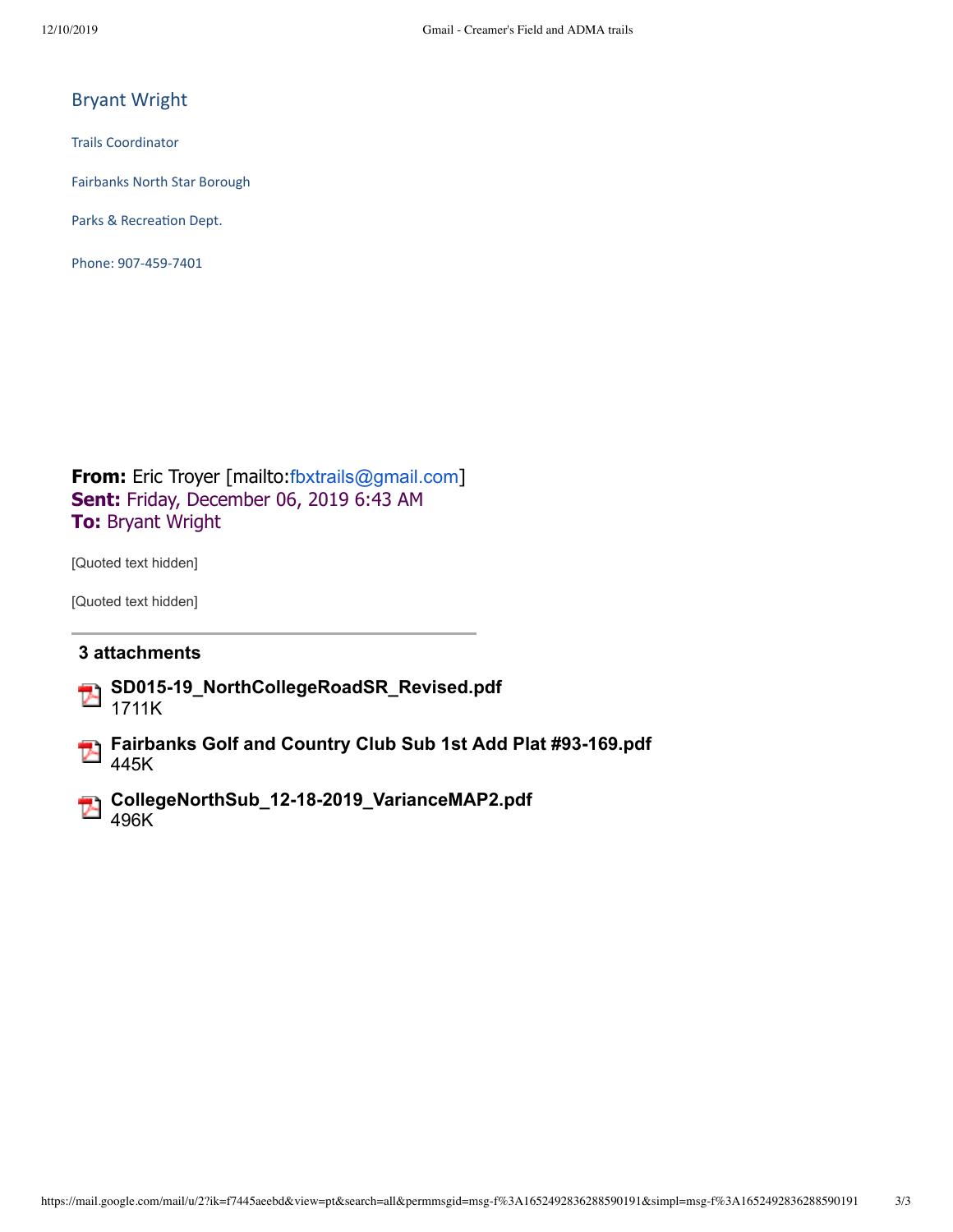Bryant Wright

Trails Coordinator

Fairbanks North Star Borough

Parks & Recreation Dept.

Phone: 907-459-7401

**From:** Eric Troyer [mailto:fbxtrails@gmail.com]
**Sent:** Friday, December 06, 2019 6:43 AM
**To:** Bryant Wright

[Quoted text hidden]

[Quoted text hidden]

---

**3 attachments**

**SD015-19_NorthCollegeRoadSR_Revised.pdf**
1711K

**Fairbanks Golf and Country Club Sub 1st Add Plat #93-169.pdf**
445K

**CollegeNorthSub_12-18-2019_VarianceMAP2.pdf**
496K